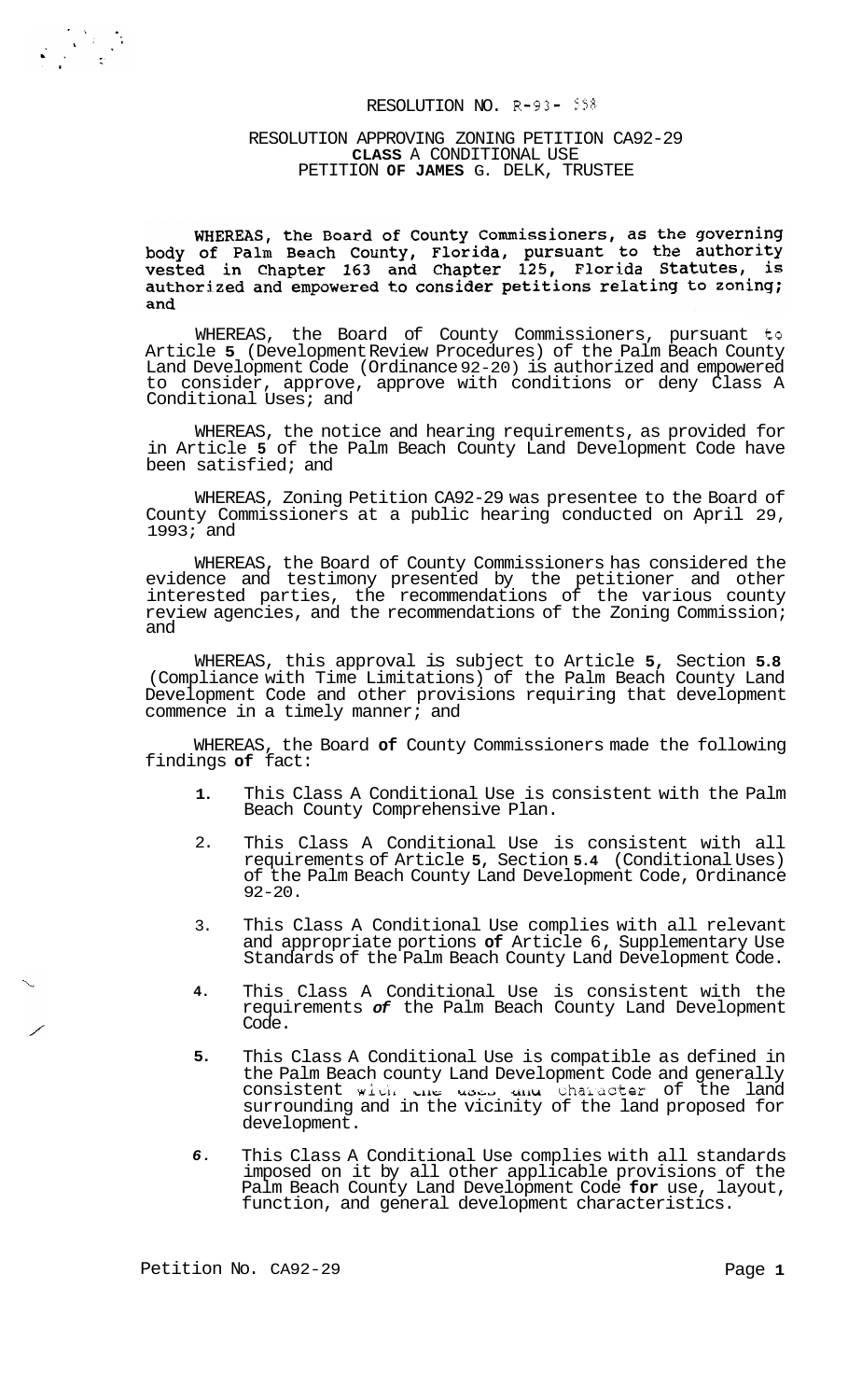RESOLUTION NO. R-93- 558

RESOLUTION APPROVING ZONING PETITION CA92-29
CLASS A CONDITIONAL USE
PETITION OF JAMES G. DELK, TRUSTEE

WHEREAS, the Board of County Commissioners, as the governing body of Palm Beach County, Florida, pursuant to the authority vested in Chapter 163 and Chapter 125, Florida Statutes, is authorized and empowered to consider petitions relating to zoning; and

WHEREAS, the Board of County Commissioners, pursuant to Article 5 (Development Review Procedures) of the Palm Beach County Land Development Code (Ordinance 92-20) is authorized and empowered to consider, approve, approve with conditions or deny Class A Conditional Uses; and

WHEREAS, the notice and hearing requirements, as provided for in Article 5 of the Palm Beach County Land Development Code have been satisfied; and

WHEREAS, Zoning Petition CA92-29 was presentee to the Board of County Commissioners at a public hearing conducted on April 29, 1993; and

WHEREAS, the Board of County Commissioners has considered the evidence and testimony presented by the petitioner and other interested parties, the recommendations of the various county review agencies, and the recommendations of the Zoning Commission; and

WHEREAS, this approval is subject to Article 5, Section 5.8 (Compliance with Time Limitations) of the Palm Beach County Land Development Code and other provisions requiring that development commence in a timely manner; and

WHEREAS, the Board of County Commissioners made the following findings of fact:

1. This Class A Conditional Use is consistent with the Palm Beach County Comprehensive Plan.

2. This Class A Conditional Use is consistent with all requirements of Article 5, Section 5.4 (Conditional Uses) of the Palm Beach County Land Development Code, Ordinance 92-20.

3. This Class A Conditional Use complies with all relevant and appropriate portions of Article 6, Supplementary Use Standards of the Palm Beach County Land Development Code.

4. This Class A Conditional Use is consistent with the requirements of the Palm Beach County Land Development Code.

5. This Class A Conditional Use is compatible as defined in the Palm Beach county Land Development Code and generally consistent with the uses and character of the land surrounding and in the vicinity of the land proposed for development.

6. This Class A Conditional Use complies with all standards imposed on it by all other applicable provisions of the Palm Beach County Land Development Code for use, layout, function, and general development characteristics.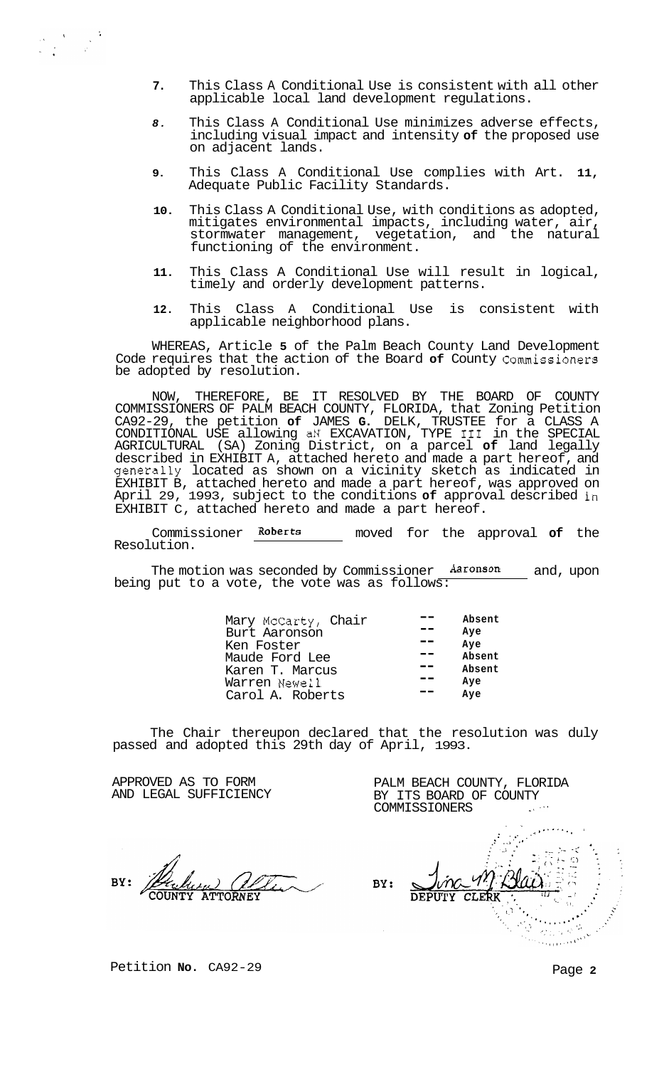7. This Class A Conditional Use is consistent with all other applicable local land development regulations.

8. This Class A Conditional Use minimizes adverse effects, including visual impact and intensity of the proposed use on adjacent lands.

9. This Class A Conditional Use complies with Art. 11, Adequate Public Facility Standards.

10. This Class A Conditional Use, with conditions as adopted, mitigates environmental impacts, including water, air, stormwater management, vegetation, and the natural functioning of the environment.

11. This Class A Conditional Use will result in logical, timely and orderly development patterns.

12. This Class A Conditional Use is consistent with applicable neighborhood plans.

WHEREAS, Article 5 of the Palm Beach County Land Development Code requires that the action of the Board of County Commissioners be adopted by resolution.

NOW, THEREFORE, BE IT RESOLVED BY THE BOARD OF COUNTY COMMISSIONERS OF PALM BEACH COUNTY, FLORIDA, that Zoning Petition CA92-29, the petition of JAMES G. DELK, TRUSTEE for a CLASS A CONDITIONAL USE allowing aN EXCAVATION, TYPE III in the SPECIAL AGRICULTURAL (SA) Zoning District, on a parcel of land legally described in EXHIBIT A, attached hereto and made a part hereof, and generally located as shown on a vicinity sketch as indicated in EXHIBIT B, attached hereto and made a part hereof, was approved on April 29, 1993, subject to the conditions of approval described in EXHIBIT C, attached hereto and made a part hereof.

Commissioner Roberts moved for the approval of the Resolution.

The motion was seconded by Commissioner Aaronson and, upon being put to a vote, the vote was as follows:

| | | |
|---|---|---|
| Mary McCarty, Chair | -- | Absent |
| Burt Aaronson | -- | Aye |
| Ken Foster | -- | Aye |
| Maude Ford Lee | -- | Absent |
| Karen T. Marcus | -- | Absent |
| Warren Newell | -- | Aye |
| Carol A. Roberts | -- | Aye |

The Chair thereupon declared that the resolution was duly passed and adopted this 29th day of April, 1993.

APPROVED AS TO FORM AND LEGAL SUFFICIENCY

BY: COUNTY ATTORNEY

PALM BEACH COUNTY, FLORIDA BY ITS BOARD OF COUNTY COMMISSIONERS

BY: DEPUTY CLERK

Petition No. CA92-29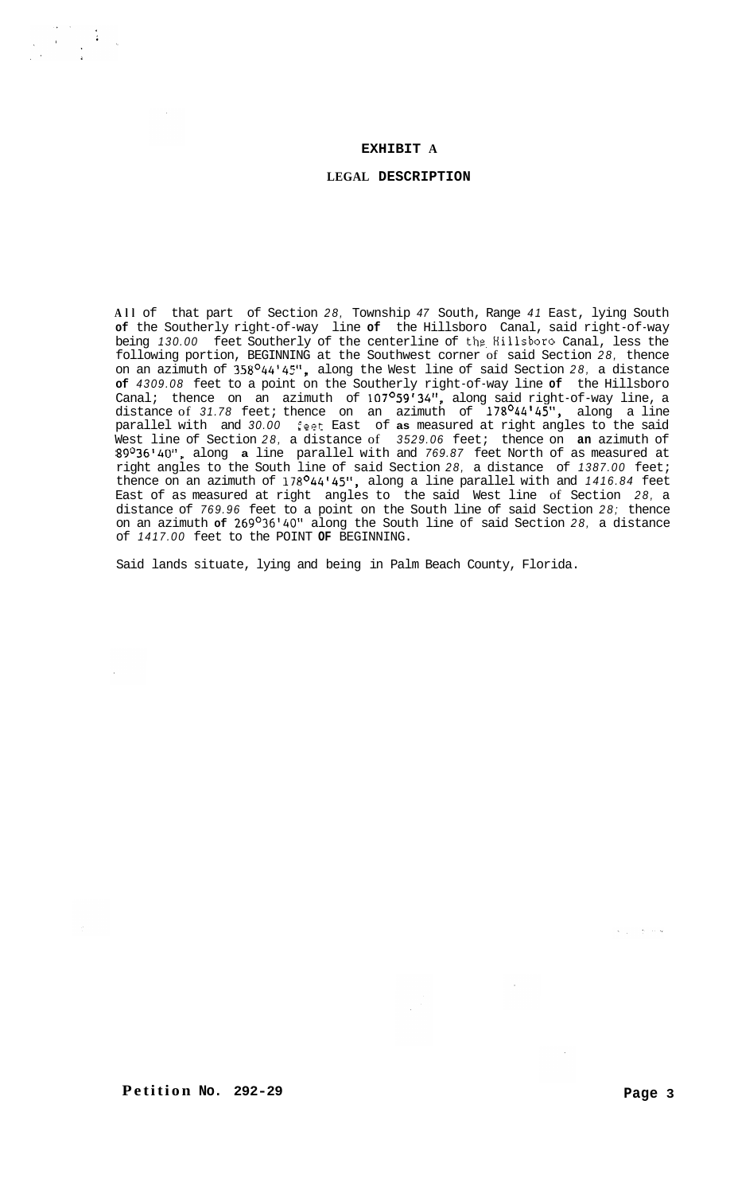# EXHIBIT A

## LEGAL DESCRIPTION

All of that part of Section *28*, Township *47* South, Range *41* East, lying South **of** the Southerly right-of-way line **of** the Hillsboro Canal, said right-of-way being *130.00* feet Southerly of the centerline of the Hillsboro Canal, less the following portion, BEGINNING at the Southwest corner of said Section *28*, thence on an azimuth of 358°44'45", along the West line of said Section *28*, a distance **of** *4309.08* feet to a point on the Southerly right-of-way line **of** the Hillsboro Canal; thence on an azimuth of 107°59'34", along said right-of-way line, a distance of *31.78* feet; thence on an azimuth of 178°44'45", along a line parallel with and *30.00* feet East of **as** measured at right angles to the said West line of Section *28*, a distance of *3529.06* feet; thence on **an** azimuth of 89°36'40", along **a** line parallel with and *769.87* feet North of as measured at right angles to the South line of said Section *28*, a distance of *1387.00* feet; thence on an azimuth of 178°44'45", along a line parallel with and *1416.84* feet East of as measured at right angles to the said West line of Section *28*, a distance of *769.96* feet to a point on the South line of said Section *28;* thence on an azimuth **of** 269°36'40" along the South line of said Section *28*, a distance of *1417.00* feet to the POINT **OF** BEGINNING.

Said lands situate, lying and being in Palm Beach County, Florida.

**Petition No. 292-29**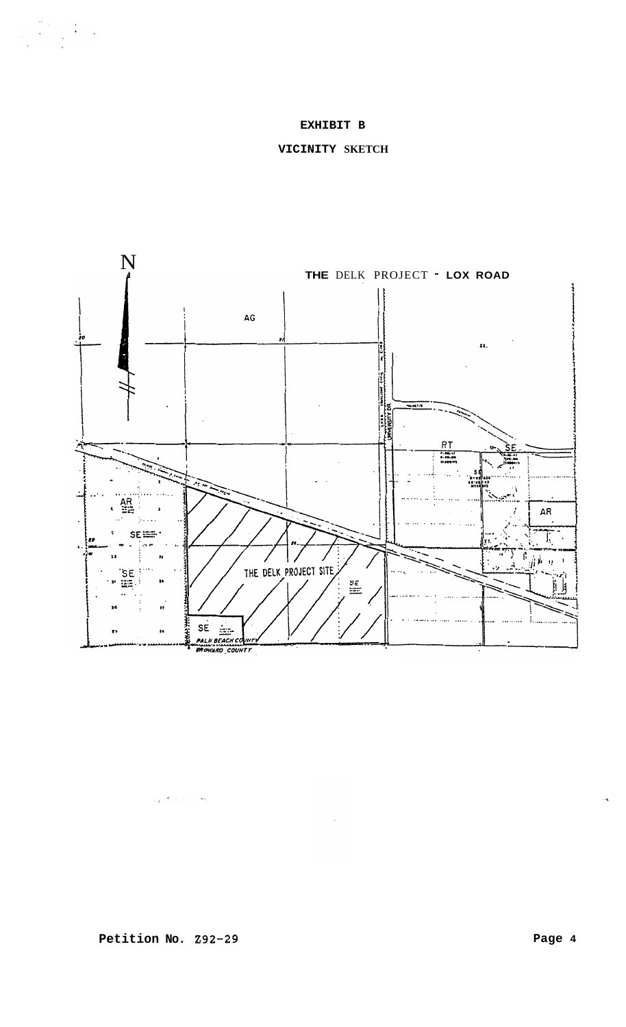**EXHIBIT B**

**VICINITY SKETCH**

N

**THE** DELK PROJECT - **LOX ROAD**

AG

UNIVERSITY DR

RT

SE

AR

SE

SE

THE DELK PROJECT SITE

SE

AR

SE

PALM BEACH COUNTY

BROWARD COUNTY

**Petition No.** Z92-29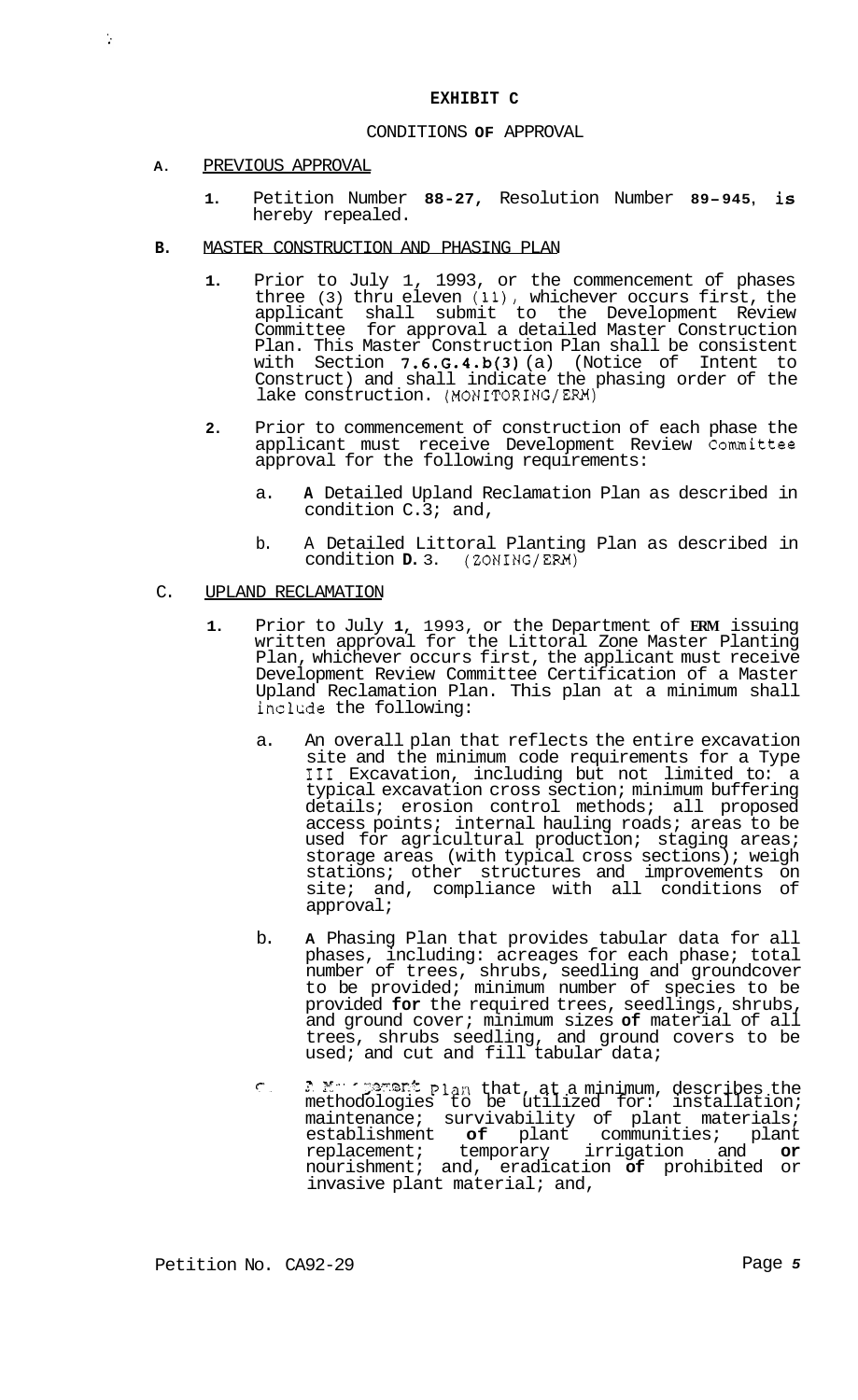**EXHIBIT C**

CONDITIONS **OF** APPROVAL

**A.** PREVIOUS APPROVAL

1. Petition Number **88-27**, Resolution Number **89-945**, **is** hereby repealed.

**B.** MASTER CONSTRUCTION AND PHASING PLAN

1. Prior to July 1, 1993, or the commencement of phases three (3) thru eleven (11), whichever occurs first, the applicant shall submit to the Development Review Committee for approval a detailed Master Construction Plan. This Master Construction Plan shall be consistent with Section **7.6.G.4.b(3)**(a) (Notice of Intent to Construct) and shall indicate the phasing order of the lake construction. (MONITORING/ERM)

2. Prior to commencement of construction of each phase the applicant must receive Development Review Committee approval for the following requirements:

   a. **A** Detailed Upland Reclamation Plan as described in condition C.3; and,

   b. A Detailed Littoral Planting Plan as described in condition **D.** 3. (ZONING/ERM)

C. UPLAND RECLAMATION

1. Prior to July **1,** 1993, or the Department of **ERM** issuing written approval for the Littoral Zone Master Planting Plan, whichever occurs first, the applicant must receive Development Review Committee Certification of a Master Upland Reclamation Plan. This plan at a minimum shall include the following:

   a. An overall plan that reflects the entire excavation site and the minimum code requirements for a Type III Excavation, including but not limited to: a typical excavation cross section; minimum buffering details; erosion control methods; all proposed access points; internal hauling roads; areas to be used for agricultural production; staging areas; storage areas (with typical cross sections); weigh stations; other structures and improvements on site; and, compliance with all conditions of approval;

   b. **A** Phasing Plan that provides tabular data for all phases, including: acreages for each phase; total number of trees, shrubs, seedling and groundcover to be provided; minimum number of species to be provided **for** the required trees, seedlings, shrubs, and ground cover; minimum sizes **of** material of all trees, shrubs seedling, and ground covers to be used; and cut and fill tabular data;

   c. A Management Plan that, at a minimum, describes the methodologies to be utilized for: installation; maintenance; survivability of plant materials; establishment **of** plant communities; plant replacement; temporary irrigation and **or** nourishment; and, eradication **of** prohibited or invasive plant material; and,

Petition No. CA92-29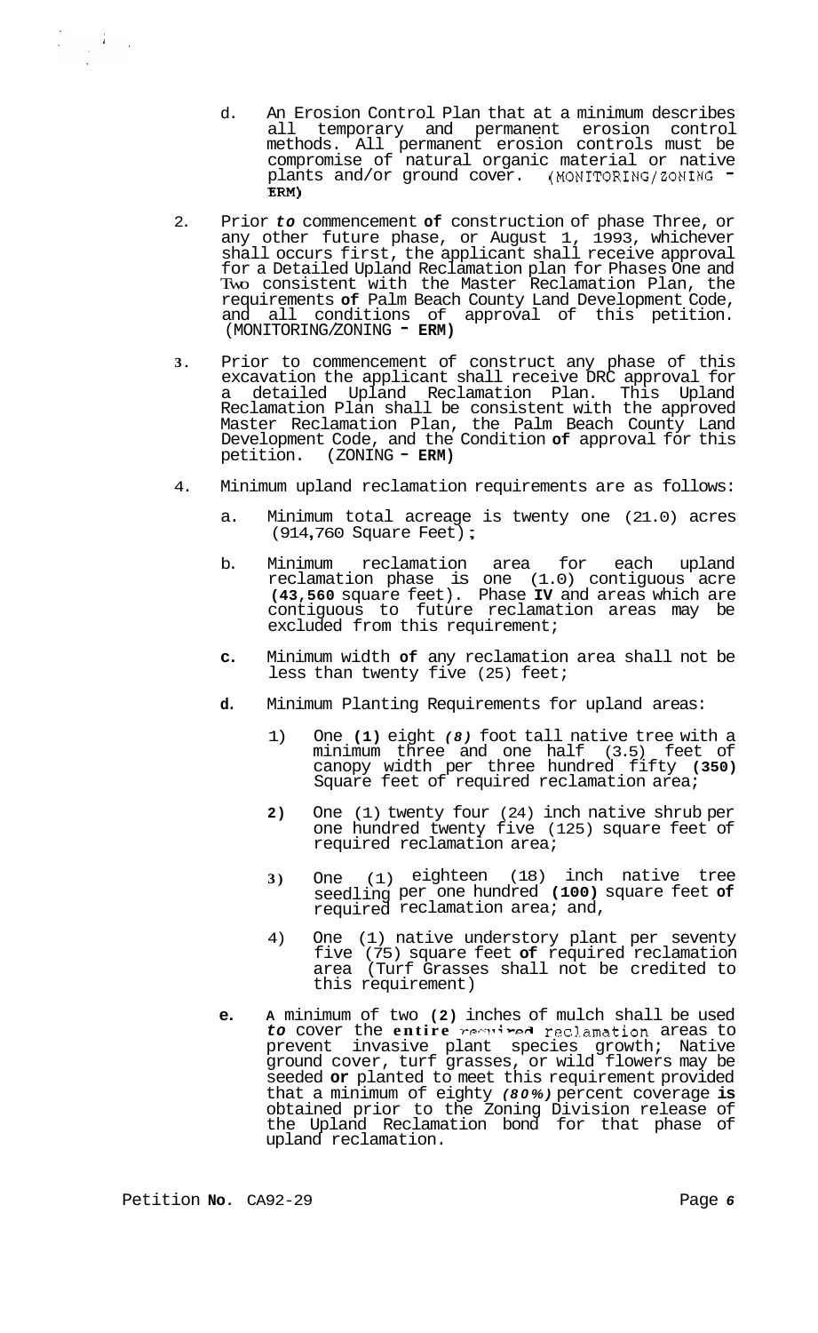d. An Erosion Control Plan that at a minimum describes all temporary and permanent erosion control methods. All permanent erosion controls must be compromise of natural organic material or native plants and/or ground cover. (MONITORING/ZONING - ERM)

2. Prior to commencement of construction of phase Three, or any other future phase, or August 1, 1993, whichever shall occurs first, the applicant shall receive approval for a Detailed Upland Reclamation plan for Phases One and Two consistent with the Master Reclamation Plan, the requirements of Palm Beach County Land Development Code, and all conditions of approval of this petition. (MONITORING/ZONING - ERM)

3. Prior to commencement of construct any phase of this excavation the applicant shall receive DRC approval for a detailed Upland Reclamation Plan. This Upland Reclamation Plan shall be consistent with the approved Master Reclamation Plan, the Palm Beach County Land Development Code, and the Condition of approval for this petition. (ZONING - ERM)

4. Minimum upland reclamation requirements are as follows:

   a. Minimum total acreage is twenty one (21.0) acres (914,760 Square Feet);

   b. Minimum reclamation area for each upland reclamation phase is one (1.0) contiguous acre (43,560 square feet). Phase IV and areas which are contiguous to future reclamation areas may be excluded from this requirement;

   c. Minimum width of any reclamation area shall not be less than twenty five (25) feet;

   d. Minimum Planting Requirements for upland areas:

      1) One (1) eight (8) foot tall native tree with a minimum three and one half (3.5) feet of canopy width per three hundred fifty (350) Square feet of required reclamation area;

      2) One (1) twenty four (24) inch native shrub per one hundred twenty five (125) square feet of required reclamation area;

      3) One (1) eighteen (18) inch native tree seedling per one hundred (100) square feet of required reclamation area; and,

      4) One (1) native understory plant per seventy five (75) square feet of required reclamation area (Turf Grasses shall not be credited to this requirement)

   e. A minimum of two (2) inches of mulch shall be used to cover the entire required reclamation areas to prevent invasive plant species growth; Native ground cover, turf grasses, or wild flowers may be seeded or planted to meet this requirement provided that a minimum of eighty (80%) percent coverage is obtained prior to the Zoning Division release of the Upland Reclamation bond for that phase of upland reclamation.

Petition No. CA92-29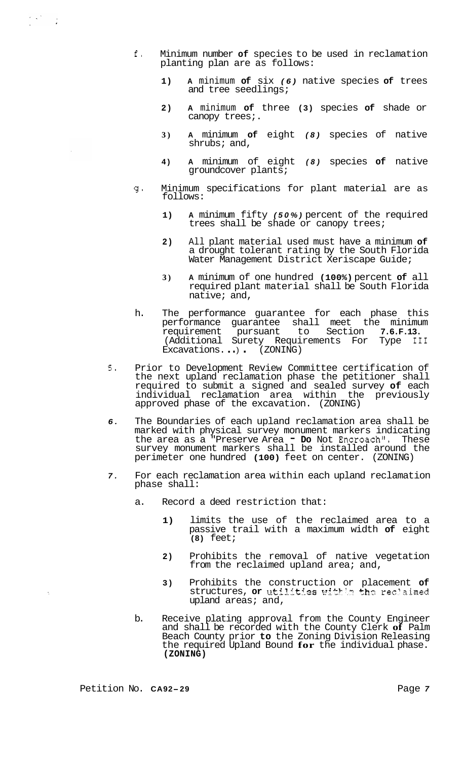f. Minimum number of species to be used in reclamation planting plan are as follows:

   1) A minimum of six *(6)* native species of trees and tree seedlings;

   2) A minimum of three (3) species of shade or canopy trees;.

   3) A minimum of eight *(8)* species of native shrubs; and,

   4) A minimum of eight *(8)* species of native groundcover plants;

g. Minimum specifications for plant material are as follows:

   1) A minimum fifty *(50%)* percent of the required trees shall be shade or canopy trees;

   2) All plant material used must have a minimum of a drought tolerant rating by the South Florida Water Management District Xeriscape Guide;

   3) A minimum of one hundred (100%) percent of all required plant material shall be South Florida native; and,

h. The performance guarantee for each phase this performance guarantee shall meet the minimum requirement pursuant to Section 7.6.F.13. (Additional Surety Requirements For Type III Excavations...). (ZONING)

5. Prior to Development Review Committee certification of the next upland reclamation phase the petitioner shall required to submit a signed and sealed survey of each individual reclamation area within the previously approved phase of the excavation. (ZONING)

6. The Boundaries of each upland reclamation area shall be marked with physical survey monument markers indicating the area as a "Preserve Area - Do Not Encroach". These survey monument markers shall be installed around the perimeter one hundred (100) feet on center. (ZONING)

7. For each reclamation area within each upland reclamation phase shall:

   a. Record a deed restriction that:

      1) limits the use of the reclaimed area to a passive trail with a maximum width of eight (8) feet;

      2) Prohibits the removal of native vegetation from the reclaimed upland area; and,

      3) Prohibits the construction or placement of structures, or utilities within the reclaimed upland areas; and,

   b. Receive plating approval from the County Engineer and shall be recorded with the County Clerk of Palm Beach County prior to the Zoning Division Releasing the required Upland Bound for the individual phase. **(ZONING)**

Petition No. CA92-29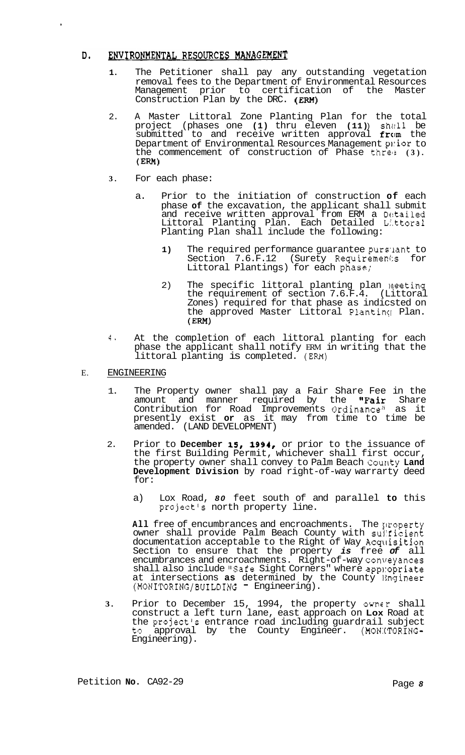## D. ENVIRONMENTAL RESOURCES MANAGEMENT

1. The Petitioner shall pay any outstanding vegetation removal fees to the Department of Environmental Resources Management prior to certification of the Master Construction Plan by the DRC. (ERM)

2. A Master Littoral Zone Planting Plan for the total project (phases one (1) thru eleven (11)) shall be submitted to and receive written approval from the Department of Environmental Resources Management prior to the commencement of construction of Phase three (3). (ERM)

3. For each phase:

   a. Prior to the initiation of construction of each phase of the excavation, the applicant shall submit and receive written approval from ERM a Detailed Littoral Planting Plan. Each Detailed Littoral Planting Plan shall include the following:

      1) The required performance guarantee pursuant to Section 7.6.F.12 (Surety Requirements for Littoral Plantings) for each phase;

      2) The specific littoral planting plan meeting the requirement of section 7.6.F.4. (Littoral Zones) required for that phase as indicsted on the approved Master Littoral Planting Plan. (ERM)

4. At the completion of each littoral planting for each phase the applicant shall notify ERM in writing that the littoral planting is completed. (ERM)

## E. ENGINEERING

1. The Property owner shall pay a Fair Share Fee in the amount and manner required by the "Fair Share Contribution for Road Improvements Ordinance" as it presently exist or as it may from time to time be amended. (LAND DEVELOPMENT)

2. Prior to **December 15, 1994,** or prior to the issuance of the first Building Permit, whichever shall first occur, the property owner shall convey to Palm Beach County **Land Development Division** by road right-of-way warrarty deed for:

   a) Lox Road, *80* feet south of and parallel to this project's north property line.

   All free of encumbrances and encroachments. The property owner shall provide Palm Beach County with sufficient documentation acceptable to the Right of Way Acquisition Section to ensure that the property *is* free *of* all encumbrances and encroachments. Right-of-way conveyances shall also include "Safe Sight Corners" where appropriate at intersections as determined by the County Engineer (MONITORING/BUILDING - Engineering).

3. Prior to December 15, 1994, the property owner shall construct a left turn lane, east approach on Lox Road at the project's entrance road including guardrail subject to approval by the County Engineer. (MONITORING-Engineering).

Petition No. CA92-29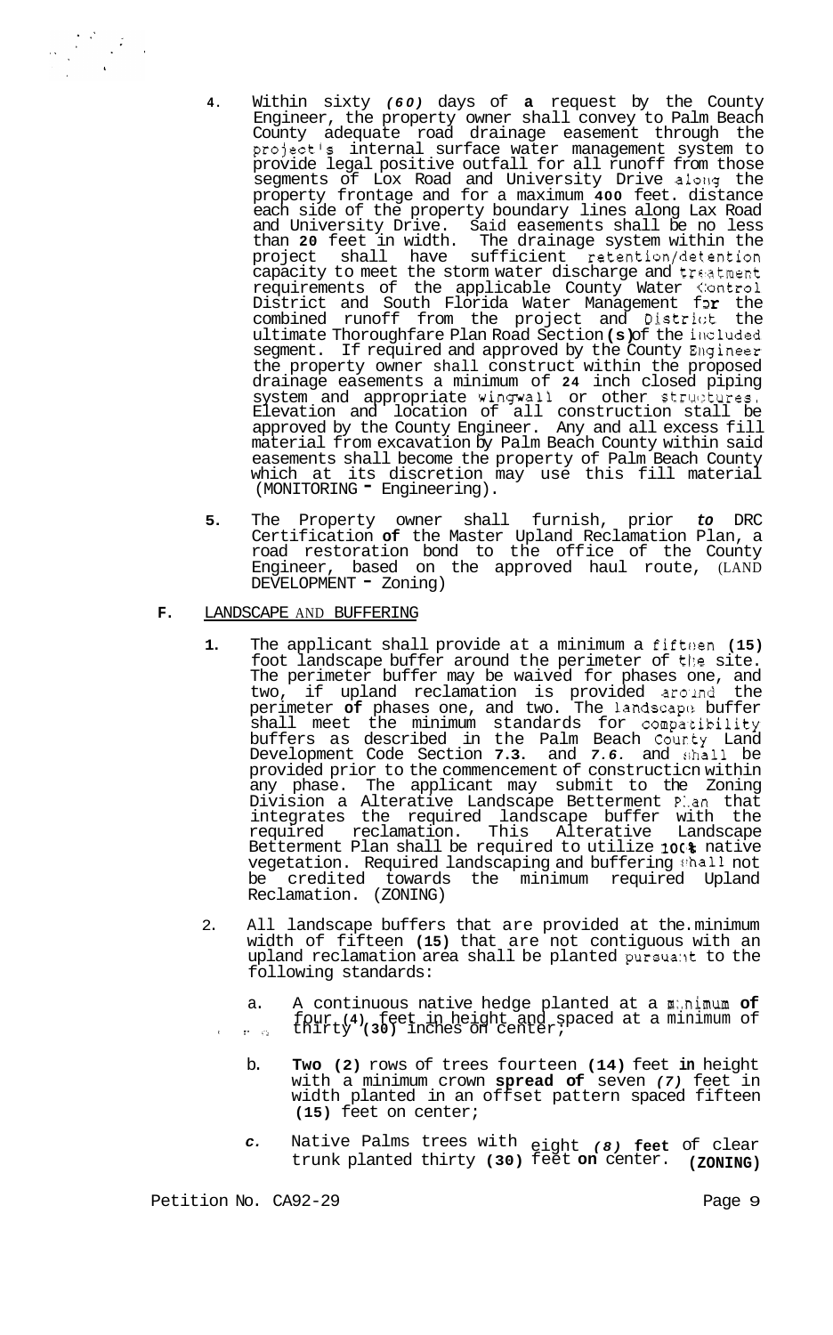4. Within sixty *(60)* days of **a** request by the County Engineer, the property owner shall convey to Palm Beach County adequate road drainage easement through the project's internal surface water management system to provide legal positive outfall for all runoff from those segments of Lox Road and University Drive along the property frontage and for a maximum **400** feet. distance each side of the property boundary lines along Lax Road and University Drive. Said easements shall be no less than **20** feet in width. The drainage system within the project shall have sufficient retention/detention capacity to meet the storm water discharge and treatment requirements of the applicable County Water Control District and South Florida Water Management for the combined runoff from the project and District the ultimate Thoroughfare Plan Road Section **(s)** of the included segment. If required and approved by the County Engineer the property owner shall construct within the proposed drainage easements a minimum of **24** inch closed piping system and appropriate wingwall or other structures. Elevation and location of all construction stall be approved by the County Engineer. Any and all excess fill material from excavation by Palm Beach County within said easements shall become the property of Palm Beach County which at its discretion may use this fill material (MONITORING - Engineering).

5. The Property owner shall furnish, prior *to* DRC Certification **of** the Master Upland Reclamation Plan, a road restoration bond to the office of the County Engineer, based on the approved haul route, (LAND DEVELOPMENT - Zoning)

**F.** LANDSCAPE AND BUFFERING

1. The applicant shall provide at a minimum a fifteen **(15)** foot landscape buffer around the perimeter of the site. The perimeter buffer may be waived for phases one, and two, if upland reclamation is provided around the perimeter **of** phases one, and two. The landscape buffer shall meet the minimum standards for compatibility buffers as described in the Palm Beach County Land Development Code Section **7.3.** and *7.6.* and shall be provided prior to the commencement of construction within any phase. The applicant may submit to the Zoning Division a Alterative Landscape Betterment Plan that integrates the required landscape buffer with the required reclamation. This Alterative Landscape Betterment Plan shall be required to utilize 100% native vegetation. Required landscaping and buffering shall not be credited towards the minimum required Upland Reclamation. (ZONING)

2. All landscape buffers that are provided at the minimum width of fifteen **(15)** that are not contiguous with an upland reclamation area shall be planted pursuant to the following standards:

   a. A continuous native hedge planted at a minimum **of** four **(4)** feet in height and spaced at a minimum of thirty **(30)** inches on center;

   b. **Two (2)** rows of trees fourteen **(14)** feet **in** height with a minimum crown **spread of** seven *(7)* feet in width planted in an offset pattern spaced fifteen **(15)** feet on center;

   *c.* Native Palms trees with eight *(8)* **feet** of clear trunk planted thirty **(30)** feet **on** center. **(ZONING)**

Petition No. CA92-29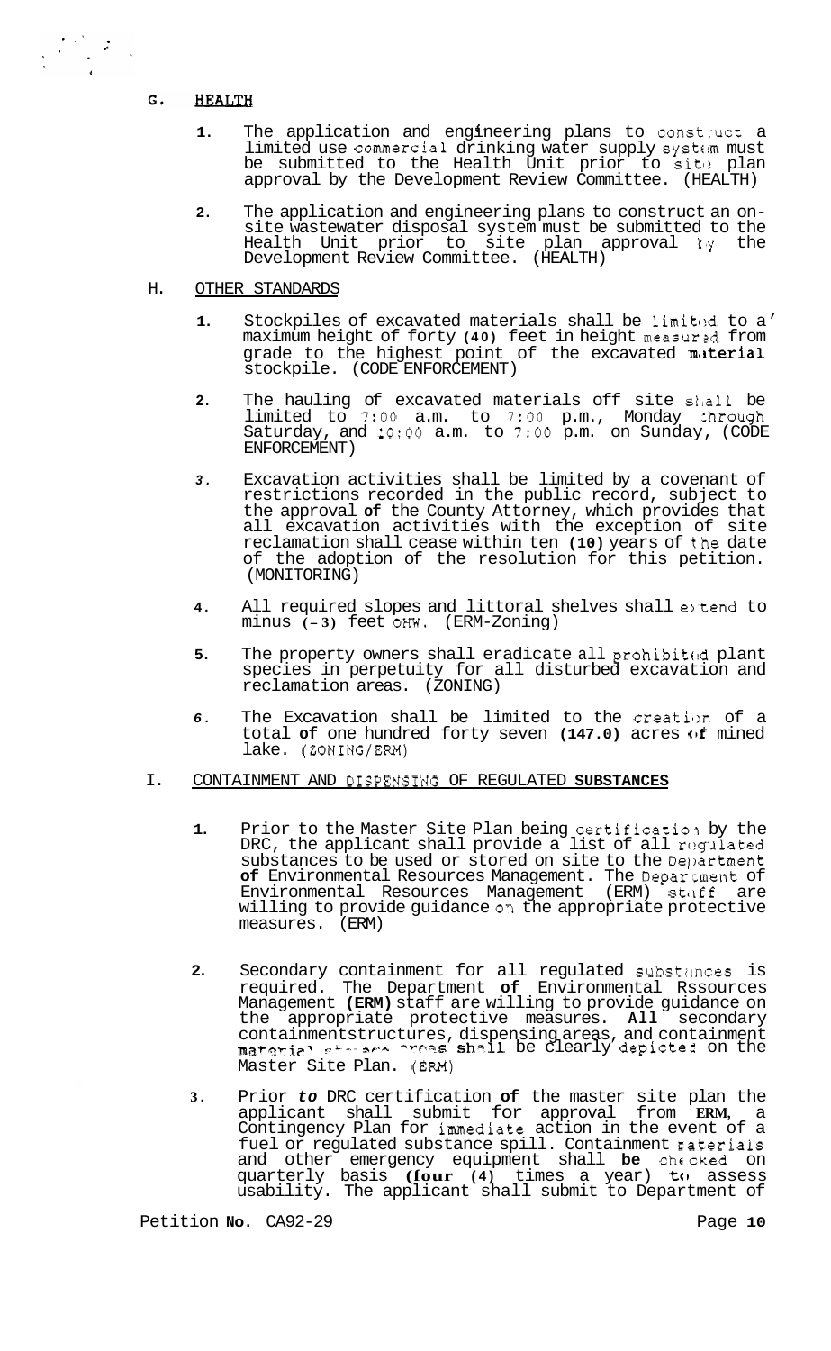## G. HEALTH

1. The application and engineering plans to construct a limited use commercial drinking water supply system must be submitted to the Health Unit prior to site plan approval by the Development Review Committee. (HEALTH)

2. The application and engineering plans to construct an on-site wastewater disposal system must be submitted to the Health Unit prior to site plan approval by the Development Review Committee. (HEALTH)

## H. OTHER STANDARDS

1. Stockpiles of excavated materials shall be limited to a maximum height of forty (40) feet in height measured from grade to the highest point of the excavated material stockpile. (CODE ENFORCEMENT)

2. The hauling of excavated materials off site shall be limited to 7:00 a.m. to 7:00 p.m., Monday through Saturday, and 10:00 a.m. to 7:00 p.m. on Sunday, (CODE ENFORCEMENT)

3. Excavation activities shall be limited by a covenant of restrictions recorded in the public record, subject to the approval of the County Attorney, which provides that all excavation activities with the exception of site reclamation shall cease within ten (10) years of the date of the adoption of the resolution for this petition. (MONITORING)

4. All required slopes and littoral shelves shall extend to minus (-3) feet OHW. (ERM-Zoning)

5. The property owners shall eradicate all prohibited plant species in perpetuity for all disturbed excavation and reclamation areas. (ZONING)

6. The Excavation shall be limited to the creation of a total of one hundred forty seven (147.0) acres of mined lake. (ZONING/ERM)

## I. CONTAINMENT AND DISPENSING OF REGULATED SUBSTANCES

1. Prior to the Master Site Plan being certification by the DRC, the applicant shall provide a list of all regulated substances to be used or stored on site to the Department of Environmental Resources Management. The Department of Environmental Resources Management (ERM) staff are willing to provide guidance on the appropriate protective measures. (ERM)

2. Secondary containment for all regulated substances is required. The Department of Environmental Rssources Management (ERM) staff are willing to provide guidance on the appropriate protective measures. All secondary containmentstructures, dispensing areas, and containment material storage areas shall be clearly depicted on the Master Site Plan. (ERM)

3. Prior to DRC certification of the master site plan the applicant shall submit for approval from ERM, a Contingency Plan for immediate action in the event of a fuel or regulated substance spill. Containment materials and other emergency equipment shall be checked on quarterly basis (four (4) times a year) to assess usability. The applicant shall submit to Department of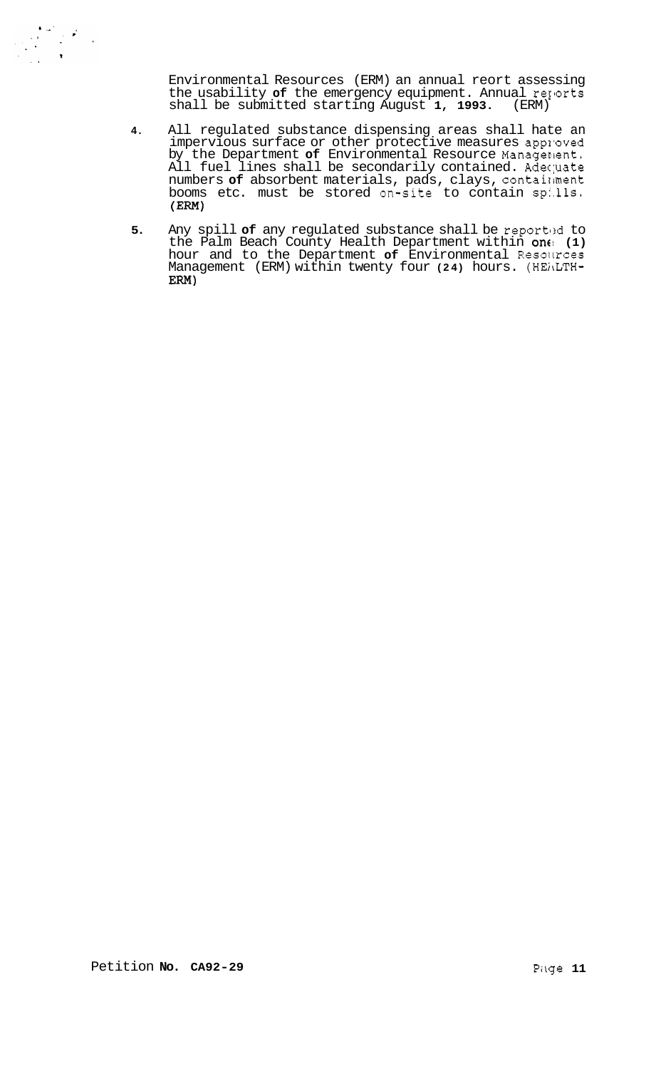Environmental Resources (ERM) an annual reort assessing the usability of the emergency equipment. Annual reports shall be submitted starting August 1, 1993. (ERM)

4. All regulated substance dispensing areas shall hate an impervious surface or other protective measures approved by the Department of Environmental Resource Management. All fuel lines shall be secondarily contained. Adequate numbers of absorbent materials, pads, clays, containment booms etc. must be stored on-site to contain spills. (ERM)

5. Any spill of any regulated substance shall be reported to the Palm Beach County Health Department within one (1) hour and to the Department of Environmental Resources Management (ERM) within twenty four (24) hours. (HEALTH-ERM)

Petition No. CA92-29